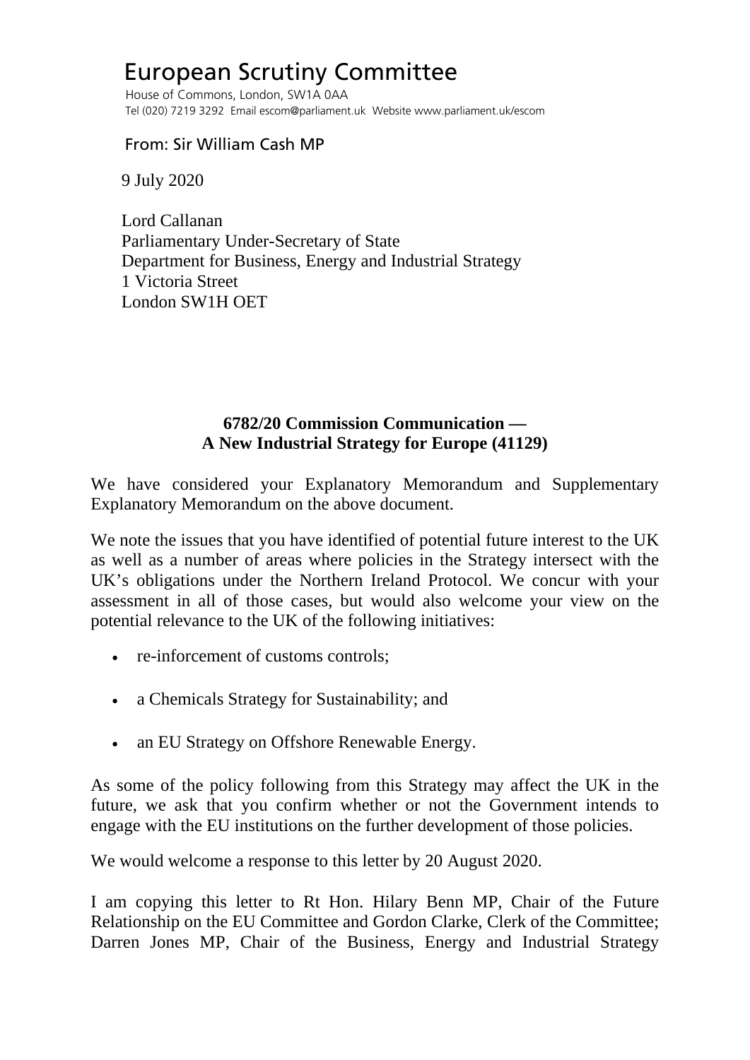# European Scrutiny Committee

House of Commons, London, SW1A 0AA
Tel (020) 7219 3292 Email escom@parliament.uk Website www.parliament.uk/escom

From: Sir William Cash MP

9 July 2020

Lord Callanan
Parliamentary Under-Secretary of State
Department for Business, Energy and Industrial Strategy
1 Victoria Street
London SW1H OET

**6782/20 Commission Communication — A New Industrial Strategy for Europe (41129)**

We have considered your Explanatory Memorandum and Supplementary Explanatory Memorandum on the above document.

We note the issues that you have identified of potential future interest to the UK as well as a number of areas where policies in the Strategy intersect with the UK's obligations under the Northern Ireland Protocol. We concur with your assessment in all of those cases, but would also welcome your view on the potential relevance to the UK of the following initiatives:

- re-inforcement of customs controls;
- a Chemicals Strategy for Sustainability; and
- an EU Strategy on Offshore Renewable Energy.

As some of the policy following from this Strategy may affect the UK in the future, we ask that you confirm whether or not the Government intends to engage with the EU institutions on the further development of those policies.

We would welcome a response to this letter by 20 August 2020.

I am copying this letter to Rt Hon. Hilary Benn MP, Chair of the Future Relationship on the EU Committee and Gordon Clarke, Clerk of the Committee; Darren Jones MP, Chair of the Business, Energy and Industrial Strategy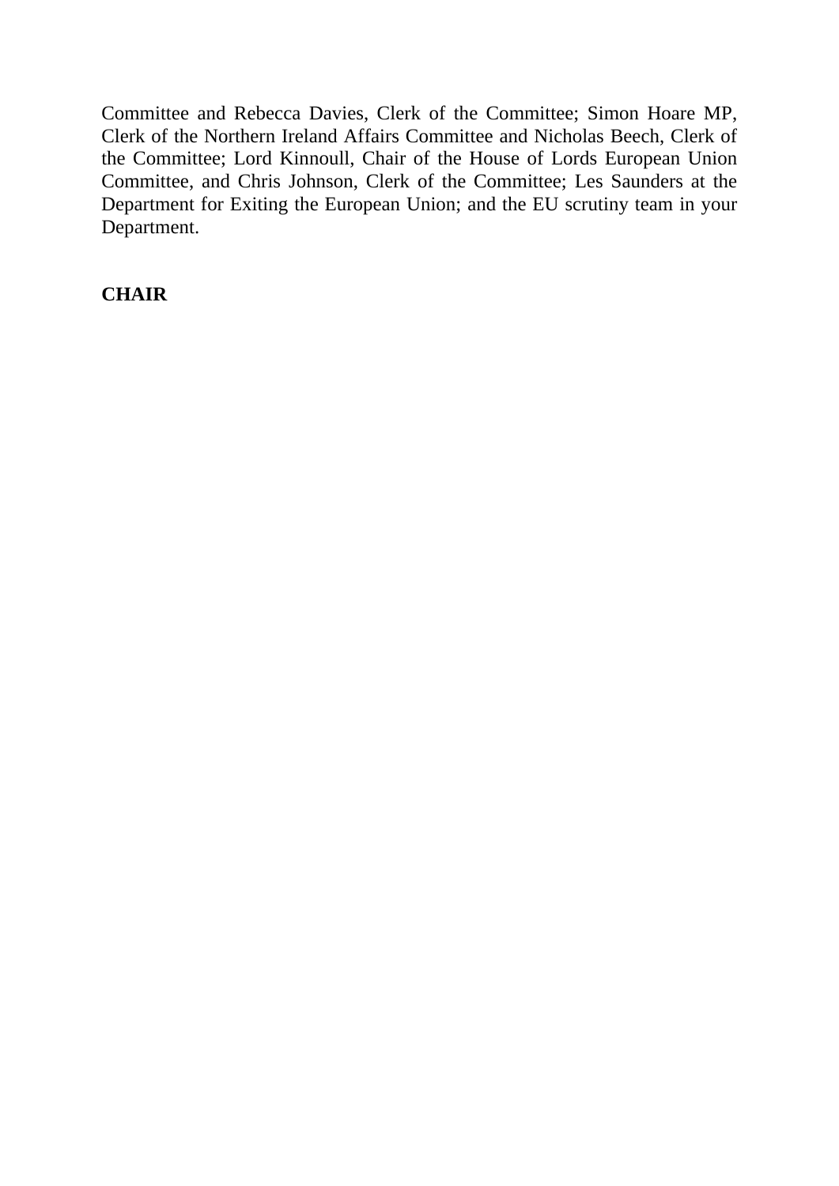Committee and Rebecca Davies, Clerk of the Committee; Simon Hoare MP, Clerk of the Northern Ireland Affairs Committee and Nicholas Beech, Clerk of the Committee; Lord Kinnoull, Chair of the House of Lords European Union Committee, and Chris Johnson, Clerk of the Committee; Les Saunders at the Department for Exiting the European Union; and the EU scrutiny team in your Department.

**CHAIR**